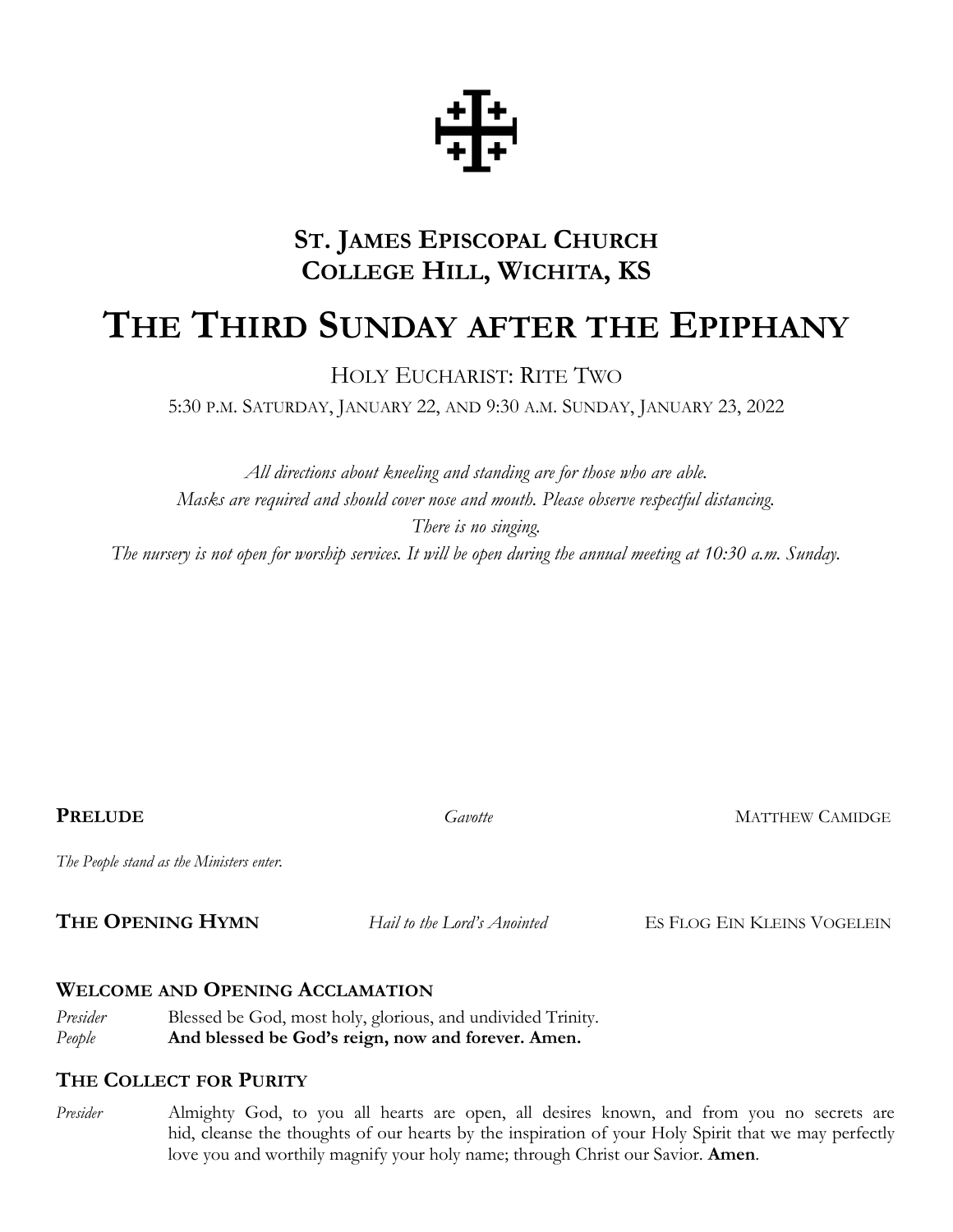# ST. JAMES EPISCOPAL CHURCH
# COLLEGE HILL, WICHITA, KS

# THE THIRD SUNDAY AFTER THE EPIPHANY

HOLY EUCHARIST: RITE TWO

5:30 P.M. SATURDAY, JANUARY 22, AND 9:30 A.M. SUNDAY, JANUARY 23, 2022

*All directions about kneeling and standing are for those who are able.*
*Masks are required and should cover nose and mouth. Please observe respectful distancing.*
*There is no singing.*
*The nursery is not open for worship services. It will be open during the annual meeting at 10:30 a.m. Sunday.*

**PRELUDE** *Gavotte* MATTHEW CAMIDGE

*The People stand as the Ministers enter.*

**THE OPENING HYMN** *Hail to the Lord's Anointed* ES FLOG EIN KLEINS VOGELEIN

## WELCOME AND OPENING ACCLAMATION

*Presider* Blessed be God, most holy, glorious, and undivided Trinity.
*People* **And blessed be God's reign, now and forever. Amen.**

## THE COLLECT FOR PURITY

*Presider* Almighty God, to you all hearts are open, all desires known, and from you no secrets are hid, cleanse the thoughts of our hearts by the inspiration of your Holy Spirit that we may perfectly love you and worthily magnify your holy name; through Christ our Savior. **Amen**.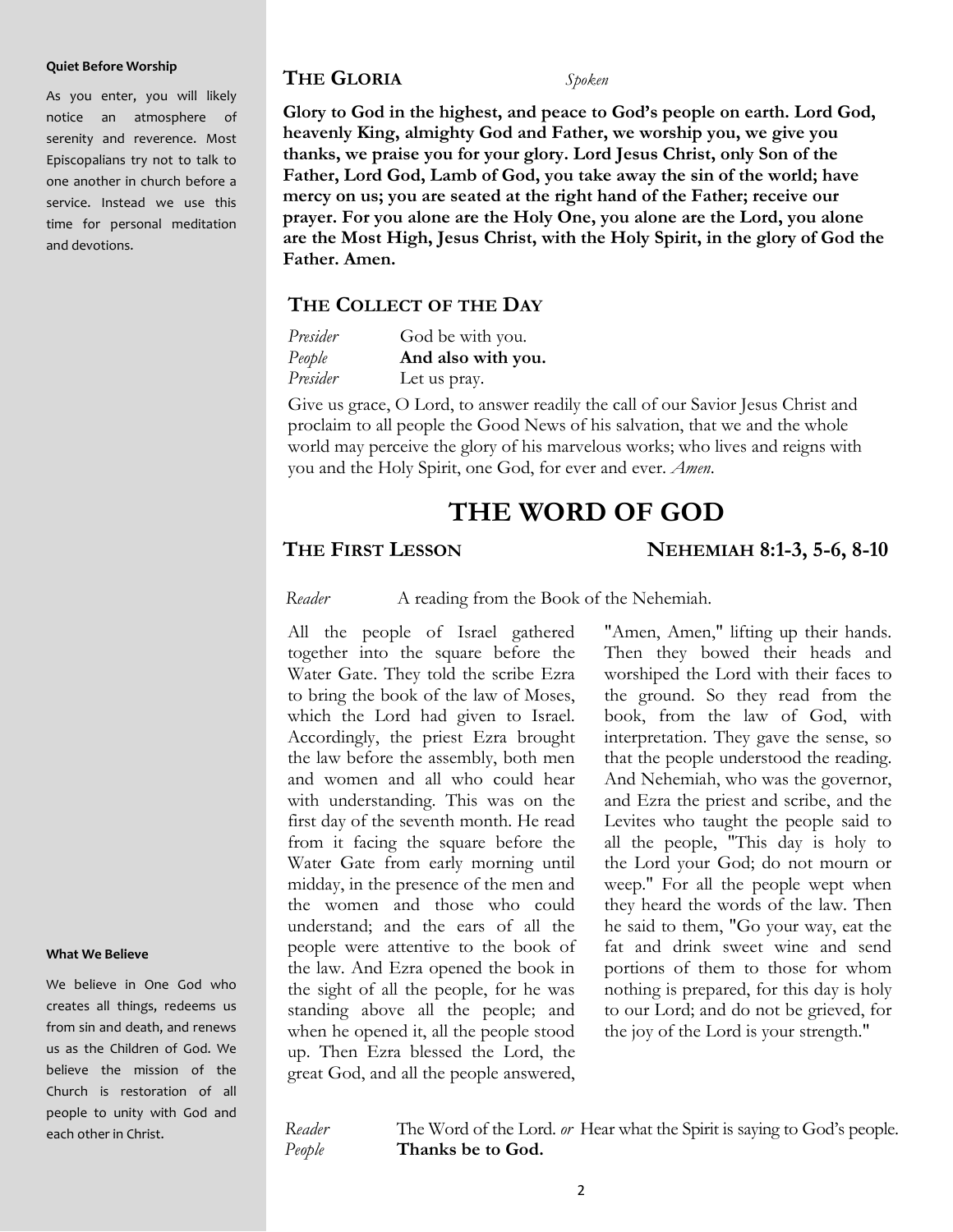**Quiet Before Worship**

As you enter, you will likely notice an atmosphere of serenity and reverence. Most Episcopalians try not to talk to one another in church before a service. Instead we use this time for personal meditation and devotions.

**What We Believe**

We believe in One God who creates all things, redeems us from sin and death, and renews us as the Children of God. We believe the mission of the Church is restoration of all people to unity with God and each other in Christ.

## THE GLORIA *Spoken*

**Glory to God in the highest, and peace to God's people on earth. Lord God, heavenly King, almighty God and Father, we worship you, we give you thanks, we praise you for your glory. Lord Jesus Christ, only Son of the Father, Lord God, Lamb of God, you take away the sin of the world; have mercy on us; you are seated at the right hand of the Father; receive our prayer. For you alone are the Holy One, you alone are the Lord, you alone are the Most High, Jesus Christ, with the Holy Spirit, in the glory of God the Father. Amen.**

## THE COLLECT OF THE DAY

*Presider* God be with you.
*People* **And also with you.**
*Presider* Let us pray.

Give us grace, O Lord, to answer readily the call of our Savior Jesus Christ and proclaim to all people the Good News of his salvation, that we and the whole world may perceive the glory of his marvelous works; who lives and reigns with you and the Holy Spirit, one God, for ever and ever. *Amen.*

# THE WORD OF GOD

## THE FIRST LESSON NEHEMIAH 8:1-3, 5-6, 8-10

*Reader* A reading from the Book of the Nehemiah.

All the people of Israel gathered together into the square before the Water Gate. They told the scribe Ezra to bring the book of the law of Moses, which the Lord had given to Israel. Accordingly, the priest Ezra brought the law before the assembly, both men and women and all who could hear with understanding. This was on the first day of the seventh month. He read from it facing the square before the Water Gate from early morning until midday, in the presence of the men and the women and those who could understand; and the ears of all the people were attentive to the book of the law. And Ezra opened the book in the sight of all the people, for he was standing above all the people; and when he opened it, all the people stood up. Then Ezra blessed the Lord, the great God, and all the people answered, "Amen, Amen," lifting up their hands. Then they bowed their heads and worshiped the Lord with their faces to the ground. So they read from the book, from the law of God, with interpretation. They gave the sense, so that the people understood the reading. And Nehemiah, who was the governor, and Ezra the priest and scribe, and the Levites who taught the people said to all the people, "This day is holy to the Lord your God; do not mourn or weep." For all the people wept when they heard the words of the law. Then he said to them, "Go your way, eat the fat and drink sweet wine and send portions of them to those for whom nothing is prepared, for this day is holy to our Lord; and do not be grieved, for the joy of the Lord is your strength."

*Reader* The Word of the Lord. *or* Hear what the Spirit is saying to God's people.
*People* **Thanks be to God.**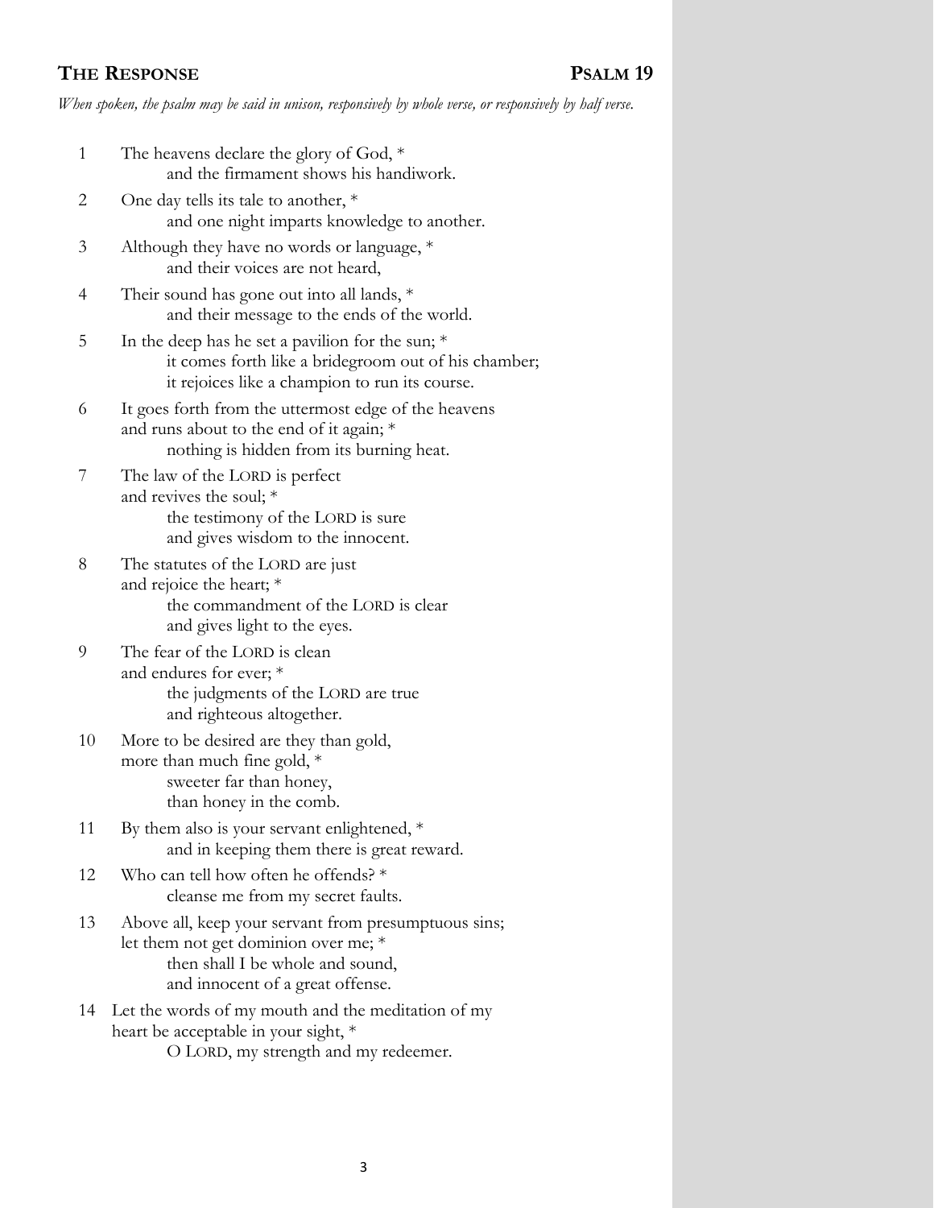## **The Response** **Psalm 19**

*When spoken, the psalm may be said in unison, responsively by whole verse, or responsively by half verse.*

1 The heavens declare the glory of God, *
  and the firmament shows his handiwork.

2 One day tells its tale to another, *
  and one night imparts knowledge to another.

3 Although they have no words or language, *
  and their voices are not heard,

4 Their sound has gone out into all lands, *
  and their message to the ends of the world.

5 In the deep has he set a pavilion for the sun; *
  it comes forth like a bridegroom out of his chamber;
  it rejoices like a champion to run its course.

6 It goes forth from the uttermost edge of the heavens
and runs about to the end of it again; *
  nothing is hidden from its burning heat.

7 The law of the LORD is perfect
and revives the soul; *
  the testimony of the LORD is sure
  and gives wisdom to the innocent.

8 The statutes of the LORD are just
and rejoice the heart; *
  the commandment of the LORD is clear
  and gives light to the eyes.

9 The fear of the LORD is clean
and endures for ever; *
  the judgments of the LORD are true
  and righteous altogether.

10 More to be desired are they than gold,
more than much fine gold, *
  sweeter far than honey,
  than honey in the comb.

11 By them also is your servant enlightened, *
  and in keeping them there is great reward.

12 Who can tell how often he offends? *
  cleanse me from my secret faults.

13 Above all, keep your servant from presumptuous sins;
let them not get dominion over me; *
  then shall I be whole and sound,
  and innocent of a great offense.

14 Let the words of my mouth and the meditation of my
heart be acceptable in your sight, *
  O LORD, my strength and my redeemer.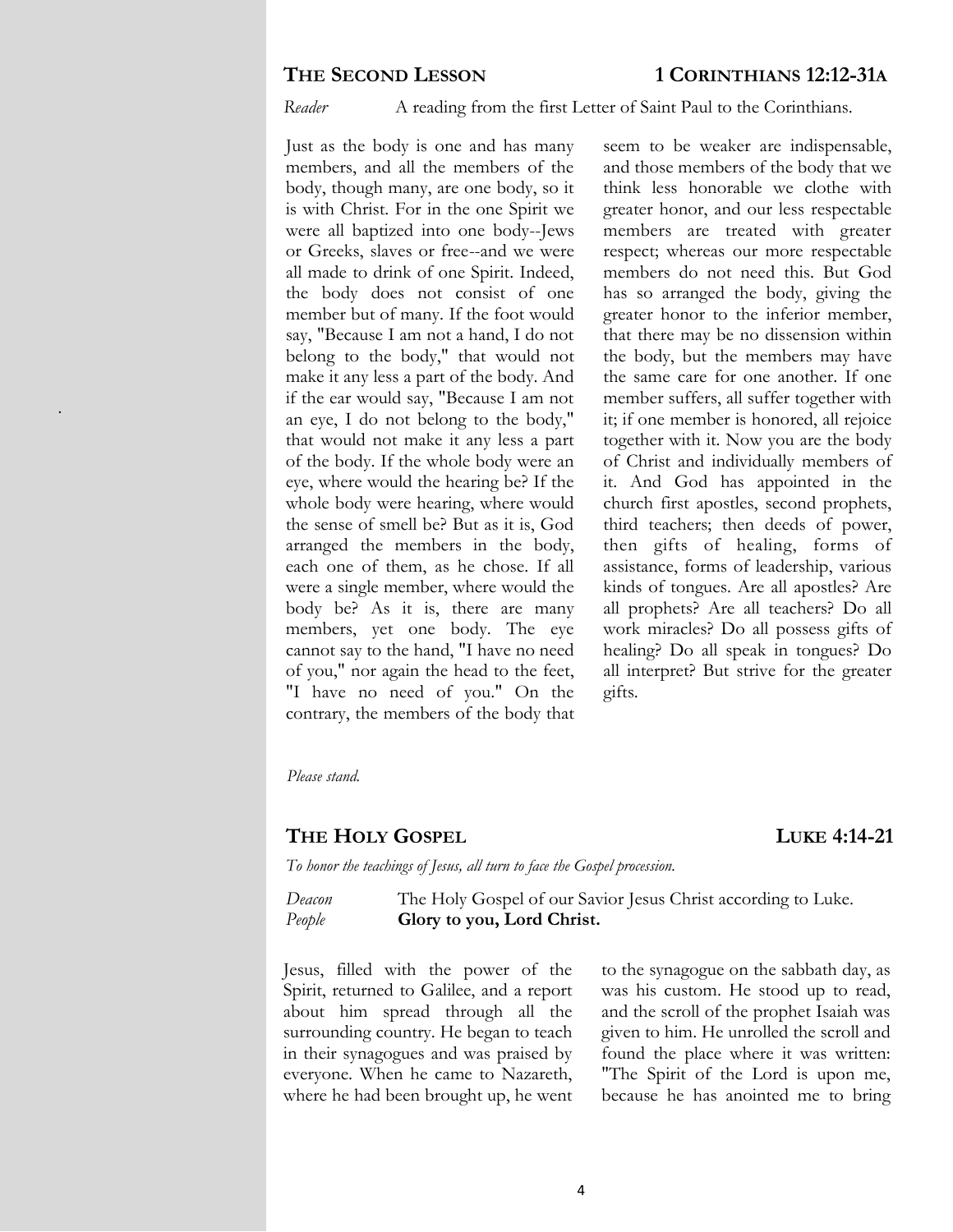## THE SECOND LESSON 1 CORINTHIANS 12:12-31A

*Reader* A reading from the first Letter of Saint Paul to the Corinthians.

Just as the body is one and has many members, and all the members of the body, though many, are one body, so it is with Christ. For in the one Spirit we were all baptized into one body--Jews or Greeks, slaves or free--and we were all made to drink of one Spirit. Indeed, the body does not consist of one member but of many. If the foot would say, "Because I am not a hand, I do not belong to the body," that would not make it any less a part of the body. And if the ear would say, "Because I am not an eye, I do not belong to the body," that would not make it any less a part of the body. If the whole body were an eye, where would the hearing be? If the whole body were hearing, where would the sense of smell be? But as it is, God arranged the members in the body, each one of them, as he chose. If all were a single member, where would the body be? As it is, there are many members, yet one body. The eye cannot say to the hand, "I have no need of you," nor again the head to the feet, "I have no need of you." On the contrary, the members of the body that seem to be weaker are indispensable, and those members of the body that we think less honorable we clothe with greater honor, and our less respectable members are treated with greater respect; whereas our more respectable members do not need this. But God has so arranged the body, giving the greater honor to the inferior member, that there may be no dissension within the body, but the members may have the same care for one another. If one member suffers, all suffer together with it; if one member is honored, all rejoice together with it. Now you are the body of Christ and individually members of it. And God has appointed in the church first apostles, second prophets, third teachers; then deeds of power, then gifts of healing, forms of assistance, forms of leadership, various kinds of tongues. Are all apostles? Are all prophets? Are all teachers? Do all work miracles? Do all possess gifts of healing? Do all speak in tongues? Do all interpret? But strive for the greater gifts.

*Please stand.*

## THE HOLY GOSPEL LUKE 4:14-21

*To honor the teachings of Jesus, all turn to face the Gospel procession.*

*Deacon* The Holy Gospel of our Savior Jesus Christ according to Luke.
*People* **Glory to you, Lord Christ.**

Jesus, filled with the power of the Spirit, returned to Galilee, and a report about him spread through all the surrounding country. He began to teach in their synagogues and was praised by everyone. When he came to Nazareth, where he had been brought up, he went to the synagogue on the sabbath day, as was his custom. He stood up to read, and the scroll of the prophet Isaiah was given to him. He unrolled the scroll and found the place where it was written: "The Spirit of the Lord is upon me, because he has anointed me to bring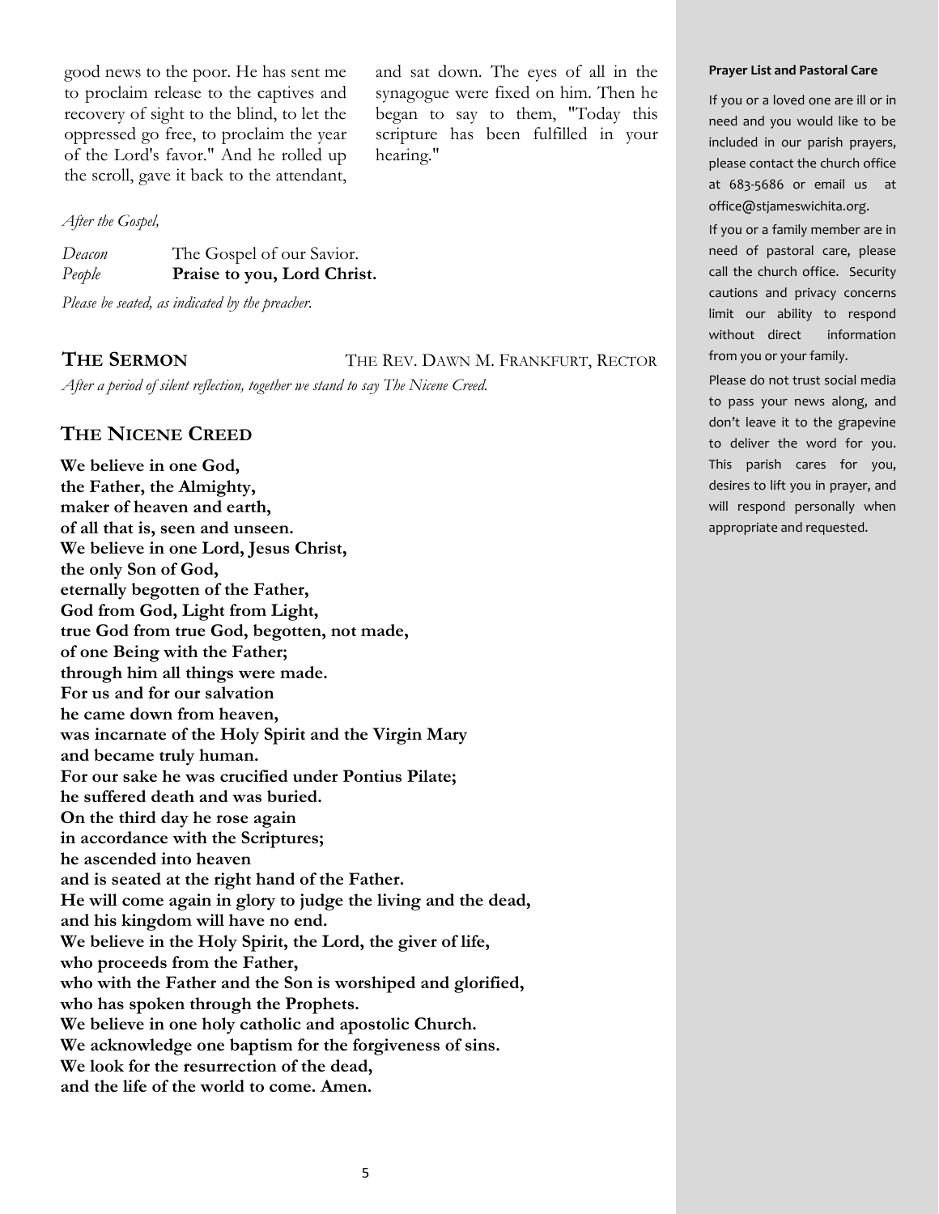good news to the poor. He has sent me to proclaim release to the captives and recovery of sight to the blind, to let the oppressed go free, to proclaim the year of the Lord's favor." And he rolled up the scroll, gave it back to the attendant, and sat down. The eyes of all in the synagogue were fixed on him. Then he began to say to them, "Today this scripture has been fulfilled in your hearing."

*After the Gospel,*

*Deacon* The Gospel of our Savior.
*People* **Praise to you, Lord Christ.**

*Please be seated, as indicated by the preacher.*

## THE SERMON — THE REV. DAWN M. FRANKFURT, RECTOR

*After a period of silent reflection, together we stand to say The Nicene Creed.*

## THE NICENE CREED

**We believe in one God,**
**the Father, the Almighty,**
**maker of heaven and earth,**
**of all that is, seen and unseen.**
**We believe in one Lord, Jesus Christ,**
**the only Son of God,**
**eternally begotten of the Father,**
**God from God, Light from Light,**
**true God from true God, begotten, not made,**
**of one Being with the Father;**
**through him all things were made.**
**For us and for our salvation**
**he came down from heaven,**
**was incarnate of the Holy Spirit and the Virgin Mary**
**and became truly human.**
**For our sake he was crucified under Pontius Pilate;**
**he suffered death and was buried.**
**On the third day he rose again**
**in accordance with the Scriptures;**
**he ascended into heaven**
**and is seated at the right hand of the Father.**
**He will come again in glory to judge the living and the dead,**
**and his kingdom will have no end.**
**We believe in the Holy Spirit, the Lord, the giver of life,**
**who proceeds from the Father,**
**who with the Father and the Son is worshiped and glorified,**
**who has spoken through the Prophets.**
**We believe in one holy catholic and apostolic Church.**
**We acknowledge one baptism for the forgiveness of sins.**
**We look for the resurrection of the dead,**
**and the life of the world to come. Amen.**

**Prayer List and Pastoral Care**

If you or a loved one are ill or in need and you would like to be included in our parish prayers, please contact the church office at 683-5686 or email us at office@stjameswichita.org.

If you or a family member are in need of pastoral care, please call the church office. Security cautions and privacy concerns limit our ability to respond without direct information from you or your family.

Please do not trust social media to pass your news along, and don't leave it to the grapevine to deliver the word for you. This parish cares for you, desires to lift you in prayer, and will respond personally when appropriate and requested.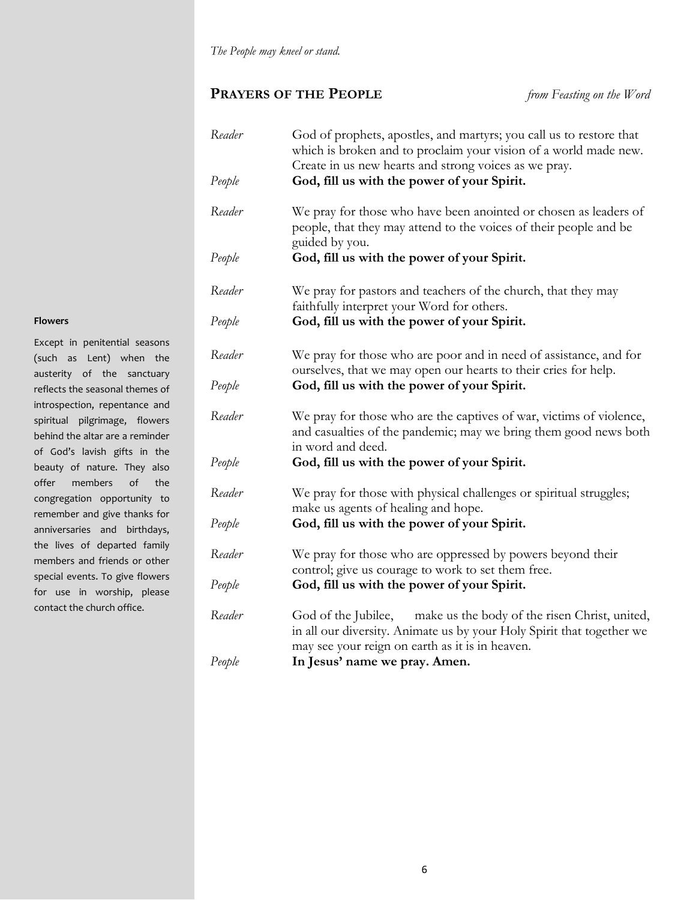*The People may kneel or stand.*

## PRAYERS OF THE PEOPLE *from Feasting on the Word*

*Reader* God of prophets, apostles, and martyrs; you call us to restore that which is broken and to proclaim your vision of a world made new. Create in us new hearts and strong voices as we pray.

*People* **God, fill us with the power of your Spirit.**

*Reader* We pray for those who have been anointed or chosen as leaders of people, that they may attend to the voices of their people and be guided by you.

*People* **God, fill us with the power of your Spirit.**

*Reader* We pray for pastors and teachers of the church, that they may faithfully interpret your Word for others.

*People* **God, fill us with the power of your Spirit.**

*Reader* We pray for those who are poor and in need of assistance, and for ourselves, that we may open our hearts to their cries for help.

*People* **God, fill us with the power of your Spirit.**

*Reader* We pray for those who are the captives of war, victims of violence, and casualties of the pandemic; may we bring them good news both in word and deed.

*People* **God, fill us with the power of your Spirit.**

*Reader* We pray for those with physical challenges or spiritual struggles; make us agents of healing and hope.

*People* **God, fill us with the power of your Spirit.**

*Reader* We pray for those who are oppressed by powers beyond their control; give us courage to work to set them free.

*People* **God, fill us with the power of your Spirit.**

*Reader* God of the Jubilee, make us the body of the risen Christ, united, in all our diversity. Animate us by your Holy Spirit that together we may see your reign on earth as it is in heaven.

*People* **In Jesus' name we pray. Amen.**

**Flowers**

Except in penitential seasons (such as Lent) when the austerity of the sanctuary reflects the seasonal themes of introspection, repentance and spiritual pilgrimage, flowers behind the altar are a reminder of God's lavish gifts in the beauty of nature. They also offer members of the congregation opportunity to remember and give thanks for anniversaries and birthdays, the lives of departed family members and friends or other special events. To give flowers for use in worship, please contact the church office.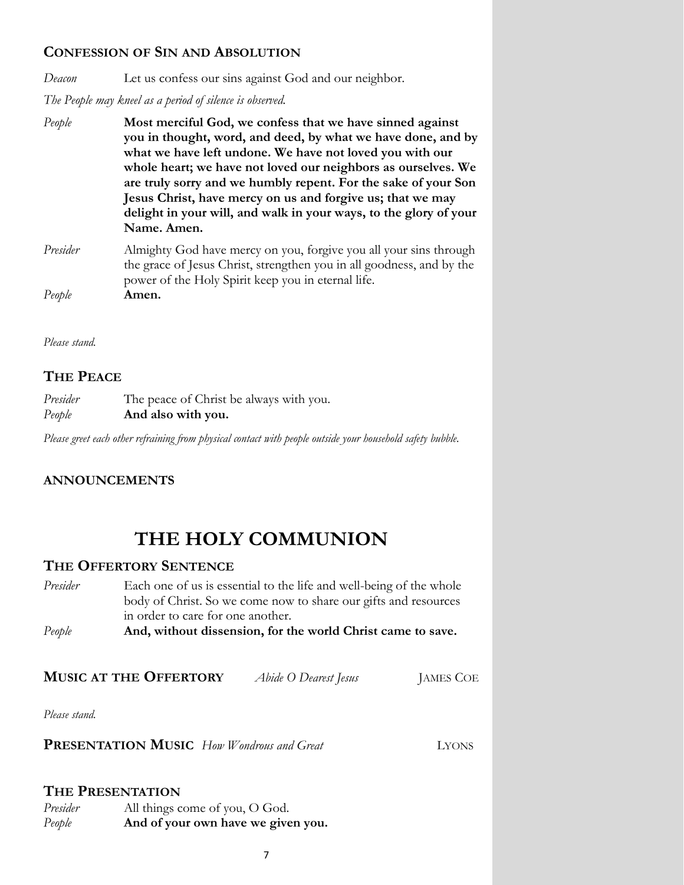### Confession of Sin and Absolution

*Deacon* Let us confess our sins against God and our neighbor.

*The People may kneel as a period of silence is observed.*

*People* **Most merciful God, we confess that we have sinned against you in thought, word, and deed, by what we have done, and by what we have left undone. We have not loved you with our whole heart; we have not loved our neighbors as ourselves. We are truly sorry and we humbly repent. For the sake of your Son Jesus Christ, have mercy on us and forgive us; that we may delight in your will, and walk in your ways, to the glory of your Name. Amen.**

*Presider* Almighty God have mercy on you, forgive you all your sins through the grace of Jesus Christ, strengthen you in all goodness, and by the power of the Holy Spirit keep you in eternal life.

*People* **Amen.**

*Please stand.*

### The Peace

*Presider* The peace of Christ be always with you.

*People* **And also with you.**

*Please greet each other refraining from physical contact with people outside your household safety bubble.*

### ANNOUNCEMENTS

# THE HOLY COMMUNION

### The Offertory Sentence

*Presider* Each one of us is essential to the life and well-being of the whole body of Christ. So we come now to share our gifts and resources in order to care for one another.

*People* **And, without dissension, for the world Christ came to save.**

**Music at the Offertory** *Abide O Dearest Jesus* James Coe

*Please stand.*

**Presentation Music** *How Wondrous and Great* Lyons

### The Presentation

*Presider* All things come of you, O God.

*People* **And of your own have we given you.**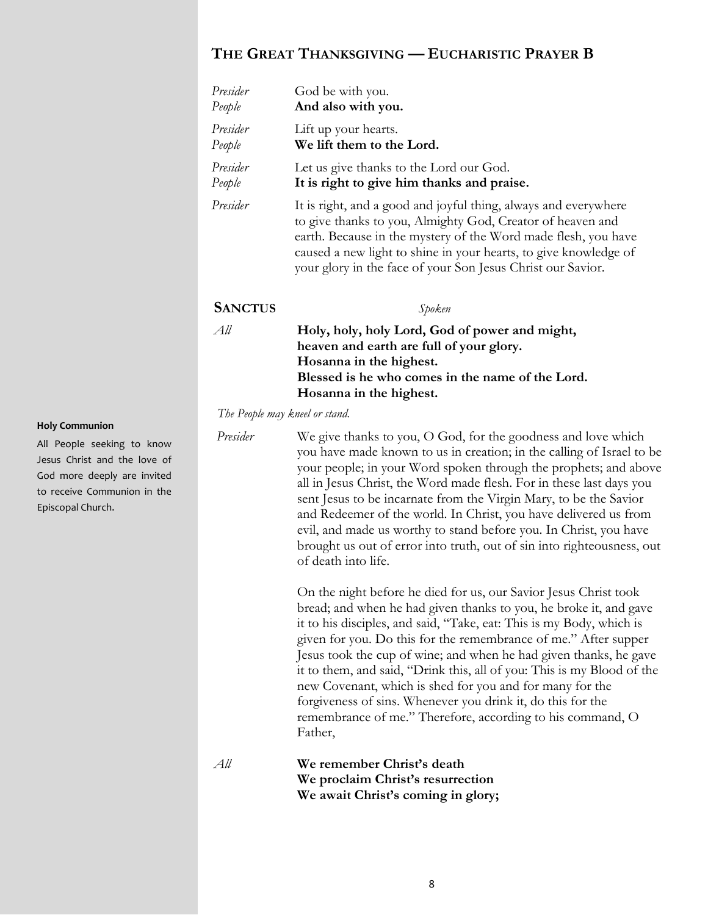## The Great Thanksgiving — Eucharistic Prayer B

*Presider* God be with you.
*People* **And also with you.**

*Presider* Lift up your hearts.
*People* **We lift them to the Lord.**

*Presider* Let us give thanks to the Lord our God.
*People* **It is right to give him thanks and praise.**

*Presider* It is right, and a good and joyful thing, always and everywhere to give thanks to you, Almighty God, Creator of heaven and earth. Because in the mystery of the Word made flesh, you have caused a new light to shine in your hearts, to give knowledge of your glory in the face of your Son Jesus Christ our Savior.

### Sanctus *Spoken*

*All* **Holy, holy, holy Lord, God of power and might,**
**heaven and earth are full of your glory.**
**Hosanna in the highest.**
**Blessed is he who comes in the name of the Lord.**
**Hosanna in the highest.**

*The People may kneel or stand.*

**Holy Communion**

All People seeking to know Jesus Christ and the love of God more deeply are invited to receive Communion in the Episcopal Church.

*Presider* We give thanks to you, O God, for the goodness and love which you have made known to us in creation; in the calling of Israel to be your people; in your Word spoken through the prophets; and above all in Jesus Christ, the Word made flesh. For in these last days you sent Jesus to be incarnate from the Virgin Mary, to be the Savior and Redeemer of the world. In Christ, you have delivered us from evil, and made us worthy to stand before you. In Christ, you have brought us out of error into truth, out of sin into righteousness, out of death into life.

On the night before he died for us, our Savior Jesus Christ took bread; and when he had given thanks to you, he broke it, and gave it to his disciples, and said, "Take, eat: This is my Body, which is given for you. Do this for the remembrance of me." After supper Jesus took the cup of wine; and when he had given thanks, he gave it to them, and said, "Drink this, all of you: This is my Blood of the new Covenant, which is shed for you and for many for the forgiveness of sins. Whenever you drink it, do this for the remembrance of me." Therefore, according to his command, O Father,

*All* **We remember Christ's death**
**We proclaim Christ's resurrection**
**We await Christ's coming in glory;**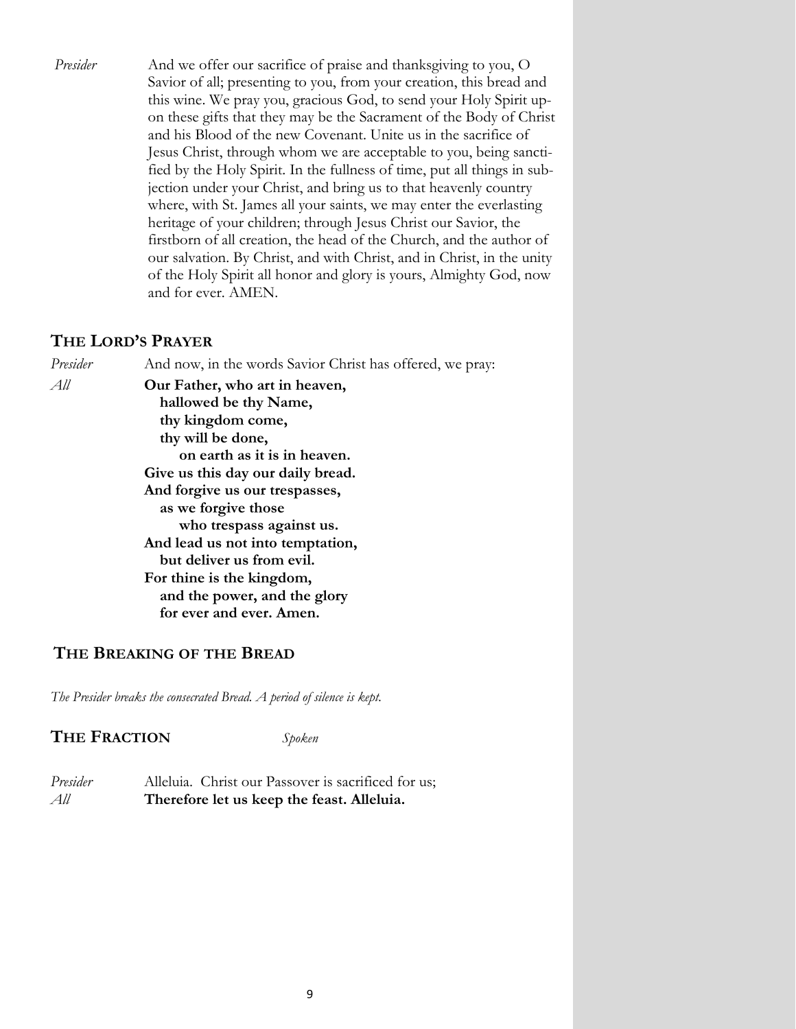*Presider* And we offer our sacrifice of praise and thanksgiving to you, O Savior of all; presenting to you, from your creation, this bread and this wine. We pray you, gracious God, to send your Holy Spirit upon these gifts that they may be the Sacrament of the Body of Christ and his Blood of the new Covenant. Unite us in the sacrifice of Jesus Christ, through whom we are acceptable to you, being sanctified by the Holy Spirit. In the fullness of time, put all things in subjection under your Christ, and bring us to that heavenly country where, with St. James all your saints, we may enter the everlasting heritage of your children; through Jesus Christ our Savior, the firstborn of all creation, the head of the Church, and the author of our salvation. By Christ, and with Christ, and in Christ, in the unity of the Holy Spirit all honor and glory is yours, Almighty God, now and for ever. AMEN.

## THE LORD'S PRAYER

*Presider* And now, in the words Savior Christ has offered, we pray:

*All* **Our Father, who art in heaven,**
**hallowed be thy Name,**
**thy kingdom come,**
**thy will be done,**
**on earth as it is in heaven.**
**Give us this day our daily bread.**
**And forgive us our trespasses,**
**as we forgive those**
**who trespass against us.**
**And lead us not into temptation,**
**but deliver us from evil.**
**For thine is the kingdom,**
**and the power, and the glory**
**for ever and ever. Amen.**

## THE BREAKING OF THE BREAD

*The Presider breaks the consecrated Bread. A period of silence is kept.*

## THE FRACTION *Spoken*

*Presider* Alleluia. Christ our Passover is sacrificed for us;
*All* **Therefore let us keep the feast. Alleluia.**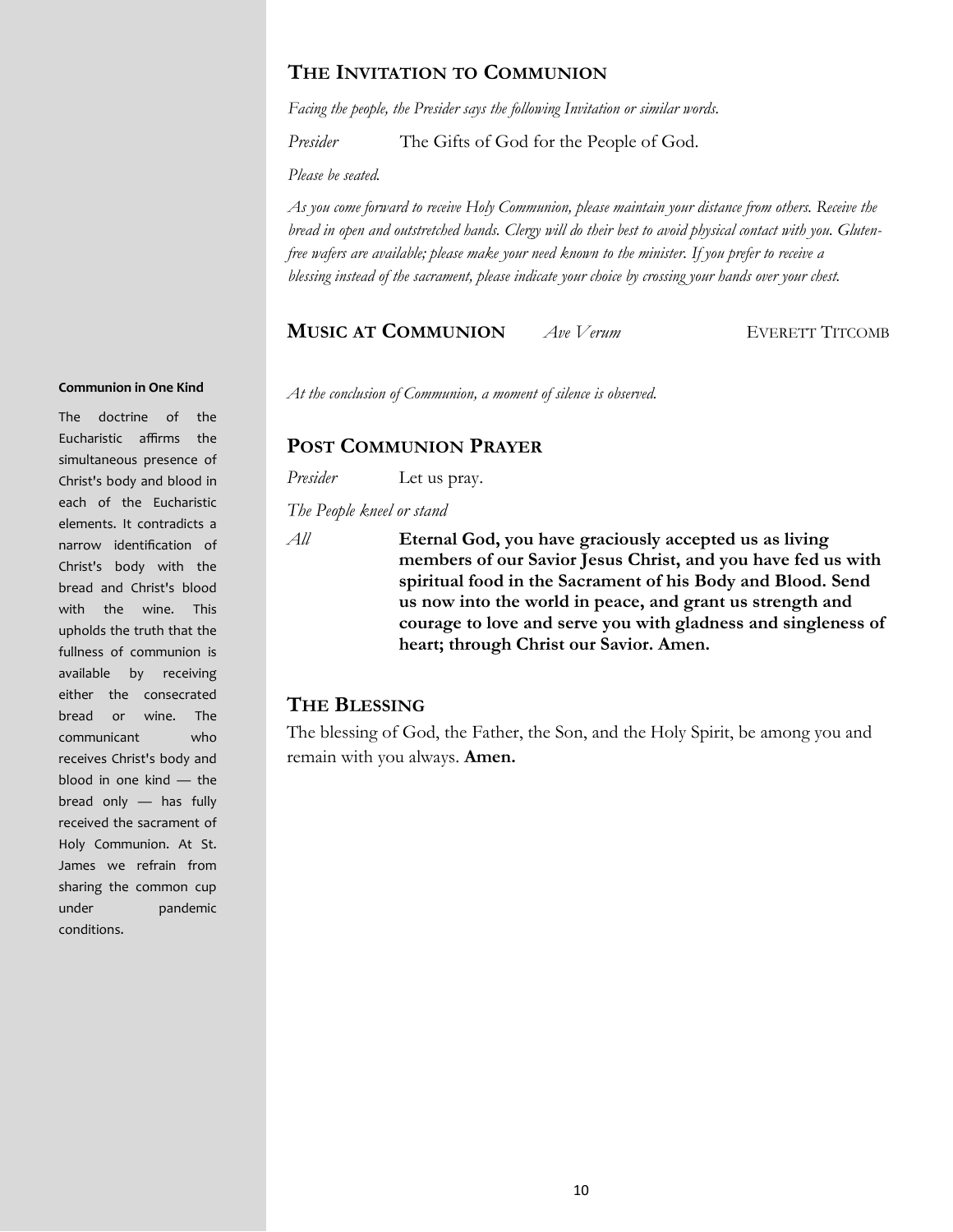## The Invitation to Communion

*Facing the people, the Presider says the following Invitation or similar words.*

*Presider* The Gifts of God for the People of God.

*Please be seated.*

*As you come forward to receive Holy Communion, please maintain your distance from others. Receive the bread in open and outstretched hands. Clergy will do their best to avoid physical contact with you. Gluten-free wafers are available; please make your need known to the minister. If you prefer to receive a blessing instead of the sacrament, please indicate your choice by crossing your hands over your chest.*

## Music at Communion *Ave Verum* Everett Titcomb

*At the conclusion of Communion, a moment of silence is observed.*

## Post Communion Prayer

*Presider* Let us pray.

*The People kneel or stand*

*All* **Eternal God, you have graciously accepted us as living members of our Savior Jesus Christ, and you have fed us with spiritual food in the Sacrament of his Body and Blood. Send us now into the world in peace, and grant us strength and courage to love and serve you with gladness and singleness of heart; through Christ our Savior. Amen.**

## The Blessing

The blessing of God, the Father, the Son, and the Holy Spirit, be among you and remain with you always. **Amen.**

**Communion in One Kind**

The doctrine of the Eucharistic affirms the simultaneous presence of Christ's body and blood in each of the Eucharistic elements. It contradicts a narrow identification of Christ's body with the bread and Christ's blood with the wine. This upholds the truth that the fullness of communion is available by receiving either the consecrated bread or wine. The communicant who receives Christ's body and blood in one kind — the bread only — has fully received the sacrament of Holy Communion. At St. James we refrain from sharing the common cup under pandemic conditions.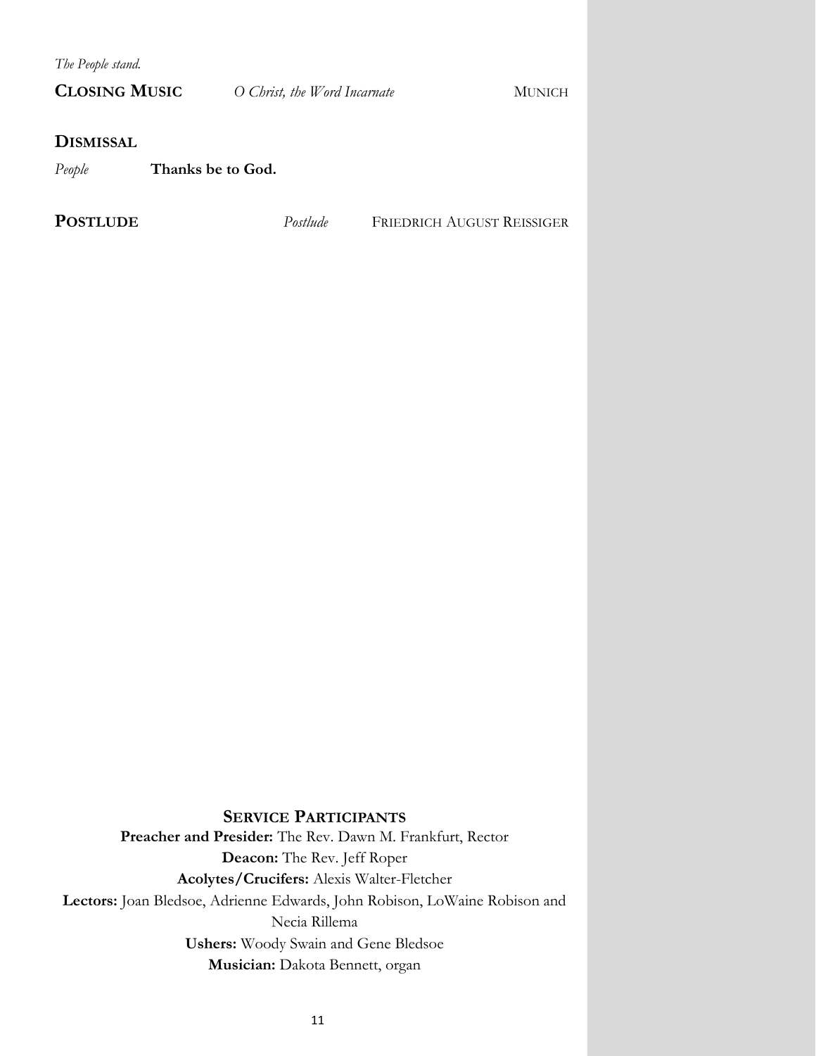*The People stand.*

**CLOSING MUSIC** *O Christ, the Word Incarnate* MUNICH

**DISMISSAL**

*People* **Thanks be to God.**

**POSTLUDE** *Postlude* FRIEDRICH AUGUST REISSIGER

## SERVICE PARTICIPANTS

**Preacher and Presider:** The Rev. Dawn M. Frankfurt, Rector

**Deacon:** The Rev. Jeff Roper

**Acolytes/Crucifers:** Alexis Walter-Fletcher

**Lectors:** Joan Bledsoe, Adrienne Edwards, John Robison, LoWaine Robison and Necia Rillema

**Ushers:** Woody Swain and Gene Bledsoe

**Musician:** Dakota Bennett, organ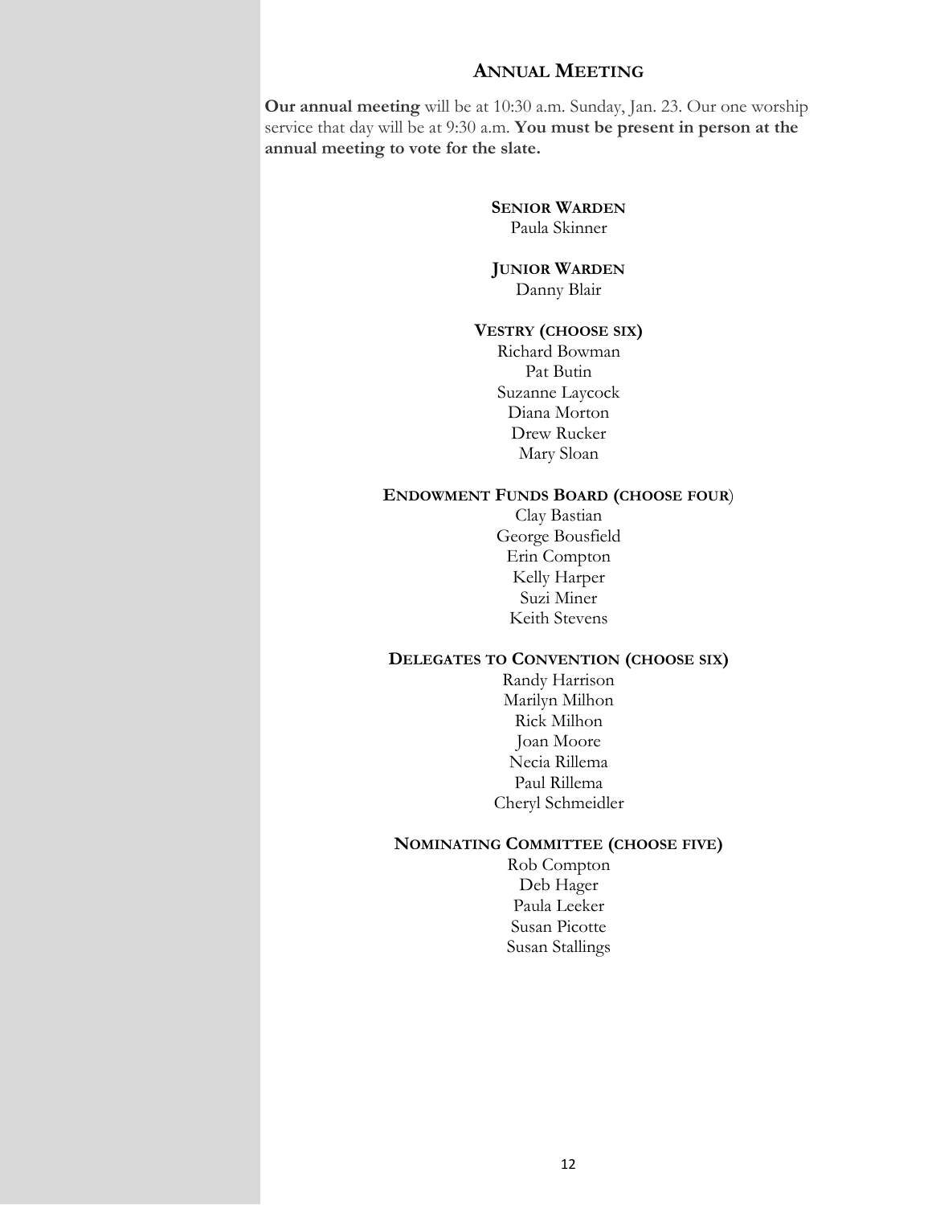## ANNUAL MEETING

**Our annual meeting** will be at 10:30 a.m. Sunday, Jan. 23. Our one worship service that day will be at 9:30 a.m. **You must be present in person at the annual meeting to vote for the slate.**

**SENIOR WARDEN**
Paula Skinner

**JUNIOR WARDEN**
Danny Blair

**VESTRY (CHOOSE SIX)**
Richard Bowman
Pat Butin
Suzanne Laycock
Diana Morton
Drew Rucker
Mary Sloan

**ENDOWMENT FUNDS BOARD (CHOOSE FOUR)**
Clay Bastian
George Bousfield
Erin Compton
Kelly Harper
Suzi Miner
Keith Stevens

**DELEGATES TO CONVENTION (CHOOSE SIX)**
Randy Harrison
Marilyn Milhon
Rick Milhon
Joan Moore
Necia Rillema
Paul Rillema
Cheryl Schmeidler

**NOMINATING COMMITTEE (CHOOSE FIVE)**
Rob Compton
Deb Hager
Paula Leeker
Susan Picotte
Susan Stallings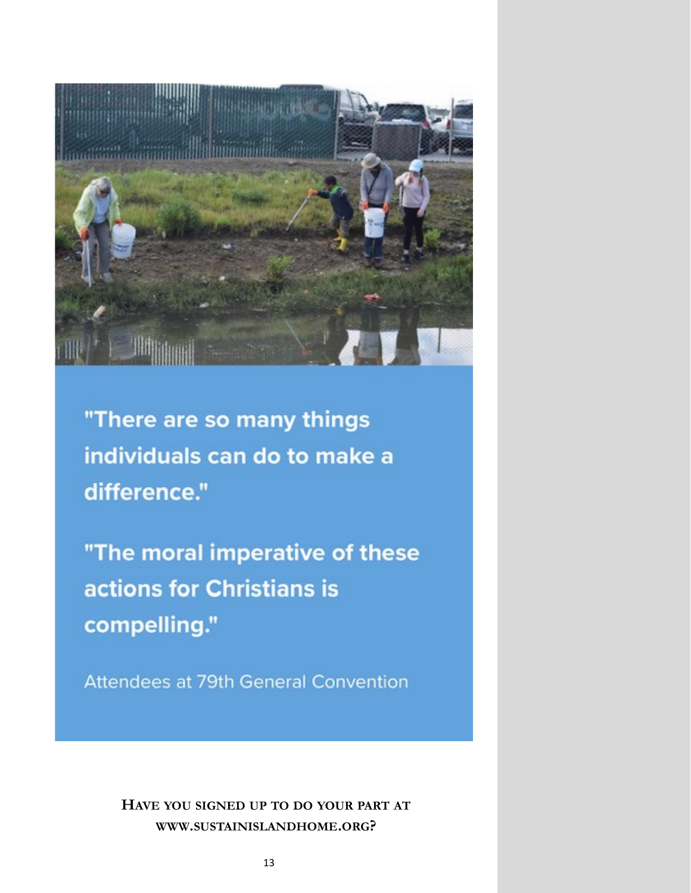"There are so many things individuals can do to make a difference."

"The moral imperative of these actions for Christians is compelling."

Attendees at 79th General Convention

**Have you signed up to do your part at www.sustainislandhome.org?**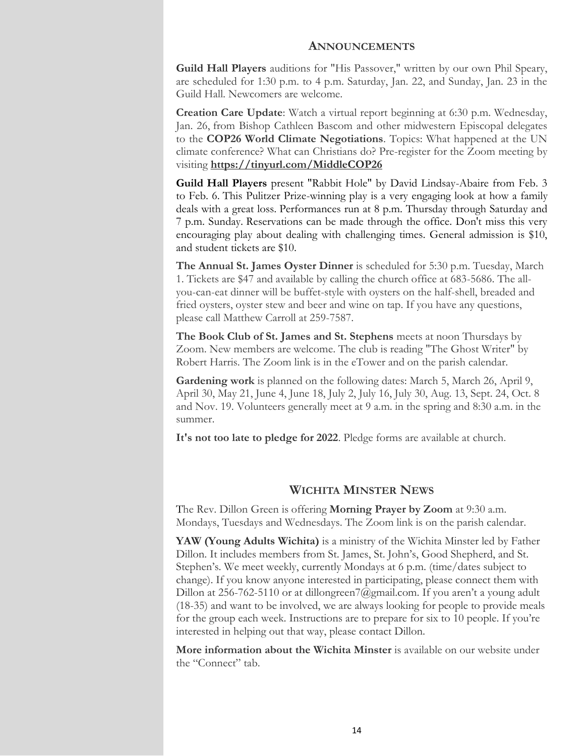## Announcements

**Guild Hall Players** auditions for "His Passover," written by our own Phil Speary, are scheduled for 1:30 p.m. to 4 p.m. Saturday, Jan. 22, and Sunday, Jan. 23 in the Guild Hall. Newcomers are welcome.

**Creation Care Update**: Watch a virtual report beginning at 6:30 p.m. Wednesday, Jan. 26, from Bishop Cathleen Bascom and other midwestern Episcopal delegates to the **COP26 World Climate Negotiations**. Topics: What happened at the UN climate conference? What can Christians do? Pre-register for the Zoom meeting by visiting **https://tinyurl.com/MiddleCOP26**

**Guild Hall Players** present "Rabbit Hole" by David Lindsay-Abaire from Feb. 3 to Feb. 6. This Pulitzer Prize-winning play is a very engaging look at how a family deals with a great loss. Performances run at 8 p.m. Thursday through Saturday and 7 p.m. Sunday. Reservations can be made through the office. Don't miss this very encouraging play about dealing with challenging times. General admission is $10, and student tickets are $10.

**The Annual St. James Oyster Dinner** is scheduled for 5:30 p.m. Tuesday, March 1. Tickets are $47 and available by calling the church office at 683-5686. The all-you-can-eat dinner will be buffet-style with oysters on the half-shell, breaded and fried oysters, oyster stew and beer and wine on tap. If you have any questions, please call Matthew Carroll at 259-7587.

**The Book Club of St. James and St. Stephens** meets at noon Thursdays by Zoom. New members are welcome. The club is reading "The Ghost Writer" by Robert Harris. The Zoom link is in the eTower and on the parish calendar.

**Gardening work** is planned on the following dates: March 5, March 26, April 9, April 30, May 21, June 4, June 18, July 2, July 16, July 30, Aug. 13, Sept. 24, Oct. 8 and Nov. 19. Volunteers generally meet at 9 a.m. in the spring and 8:30 a.m. in the summer.

**It's not too late to pledge for 2022**. Pledge forms are available at church.

## Wichita Minster News

The Rev. Dillon Green is offering **Morning Prayer by Zoom** at 9:30 a.m. Mondays, Tuesdays and Wednesdays. The Zoom link is on the parish calendar.

**YAW (Young Adults Wichita)** is a ministry of the Wichita Minster led by Father Dillon. It includes members from St. James, St. John's, Good Shepherd, and St. Stephen's. We meet weekly, currently Mondays at 6 p.m. (time/dates subject to change). If you know anyone interested in participating, please connect them with Dillon at 256-762-5110 or at dillongreen7@gmail.com. If you aren't a young adult (18-35) and want to be involved, we are always looking for people to provide meals for the group each week. Instructions are to prepare for six to 10 people. If you're interested in helping out that way, please contact Dillon.

**More information about the Wichita Minster** is available on our website under the "Connect" tab.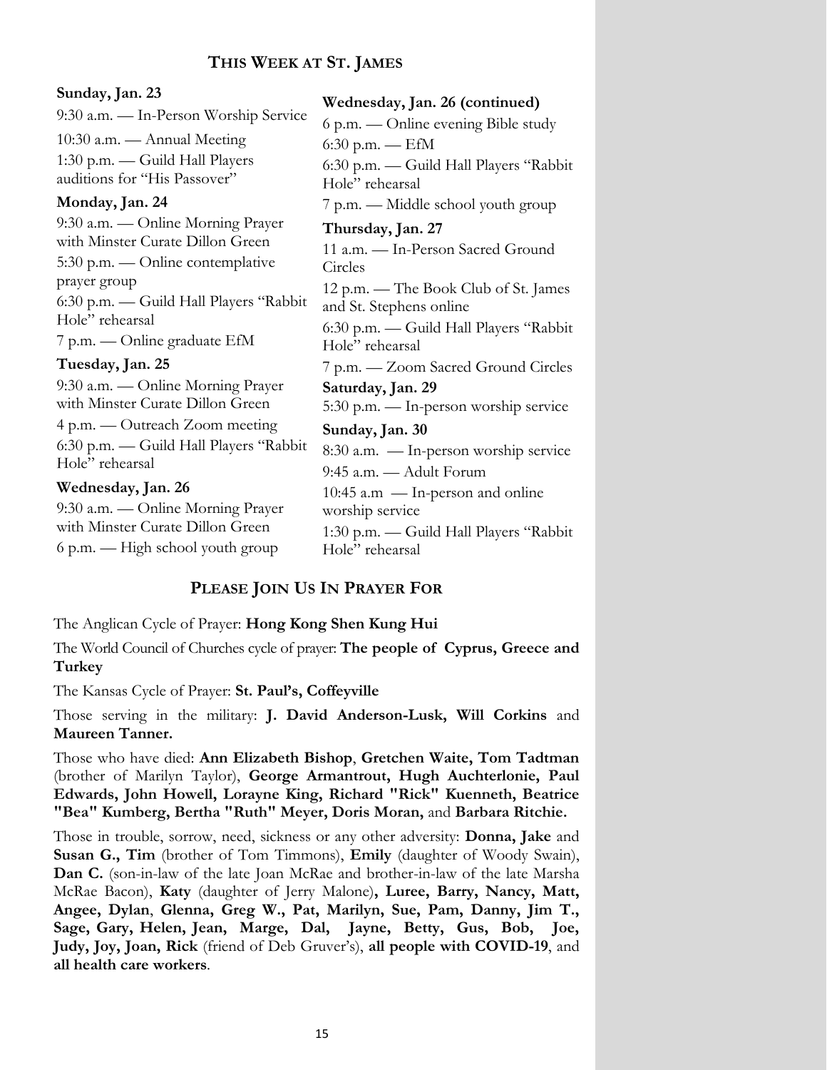## This Week at St. James

**Sunday, Jan. 23**

9:30 a.m. — In-Person Worship Service

10:30 a.m. — Annual Meeting

1:30 p.m. — Guild Hall Players auditions for "His Passover"

**Monday, Jan. 24**

9:30 a.m. — Online Morning Prayer with Minster Curate Dillon Green

5:30 p.m. — Online contemplative prayer group

6:30 p.m. — Guild Hall Players "Rabbit Hole" rehearsal

7 p.m. — Online graduate EfM

**Tuesday, Jan. 25**

9:30 a.m. — Online Morning Prayer with Minster Curate Dillon Green

4 p.m. — Outreach Zoom meeting

6:30 p.m. — Guild Hall Players "Rabbit Hole" rehearsal

**Wednesday, Jan. 26**

9:30 a.m. — Online Morning Prayer with Minster Curate Dillon Green

6 p.m. — High school youth group

**Wednesday, Jan. 26 (continued)**

6 p.m. — Online evening Bible study

6:30 p.m. — EfM

6:30 p.m. — Guild Hall Players "Rabbit Hole" rehearsal

7 p.m. — Middle school youth group

**Thursday, Jan. 27**

11 a.m. — In-Person Sacred Ground Circles

12 p.m. — The Book Club of St. James and St. Stephens online

6:30 p.m. — Guild Hall Players "Rabbit Hole" rehearsal

7 p.m. — Zoom Sacred Ground Circles

**Saturday, Jan. 29**

5:30 p.m. — In-person worship service

**Sunday, Jan. 30**

8:30 a.m. — In-person worship service

9:45 a.m. — Adult Forum

10:45 a.m — In-person and online worship service

1:30 p.m. — Guild Hall Players "Rabbit Hole" rehearsal

## Please Join Us In Prayer For

The Anglican Cycle of Prayer: **Hong Kong Shen Kung Hui**

The World Council of Churches cycle of prayer: **The people of Cyprus, Greece and Turkey**

The Kansas Cycle of Prayer: **St. Paul's, Coffeyville**

Those serving in the military: **J. David Anderson-Lusk, Will Corkins** and **Maureen Tanner.**

Those who have died: **Ann Elizabeth Bishop**, **Gretchen Waite, Tom Tadtman** (brother of Marilyn Taylor), **George Armantrout, Hugh Auchterlonie, Paul Edwards, John Howell, Lorayne King, Richard "Rick" Kuenneth, Beatrice "Bea" Kumberg, Bertha "Ruth" Meyer, Doris Moran,** and **Barbara Ritchie.**

Those in trouble, sorrow, need, sickness or any other adversity: **Donna, Jake** and **Susan G., Tim** (brother of Tom Timmons), **Emily** (daughter of Woody Swain), **Dan C.** (son-in-law of the late Joan McRae and brother-in-law of the late Marsha McRae Bacon), **Katy** (daughter of Jerry Malone)**, Luree, Barry, Nancy, Matt, Angee, Dylan**, **Glenna, Greg W., Pat, Marilyn, Sue, Pam, Danny, Jim T., Sage, Gary, Helen, Jean, Marge, Dal, Jayne, Betty, Gus, Bob, Joe, Judy, Joy, Joan, Rick** (friend of Deb Gruver's), **all people with COVID-19**, and **all health care workers**.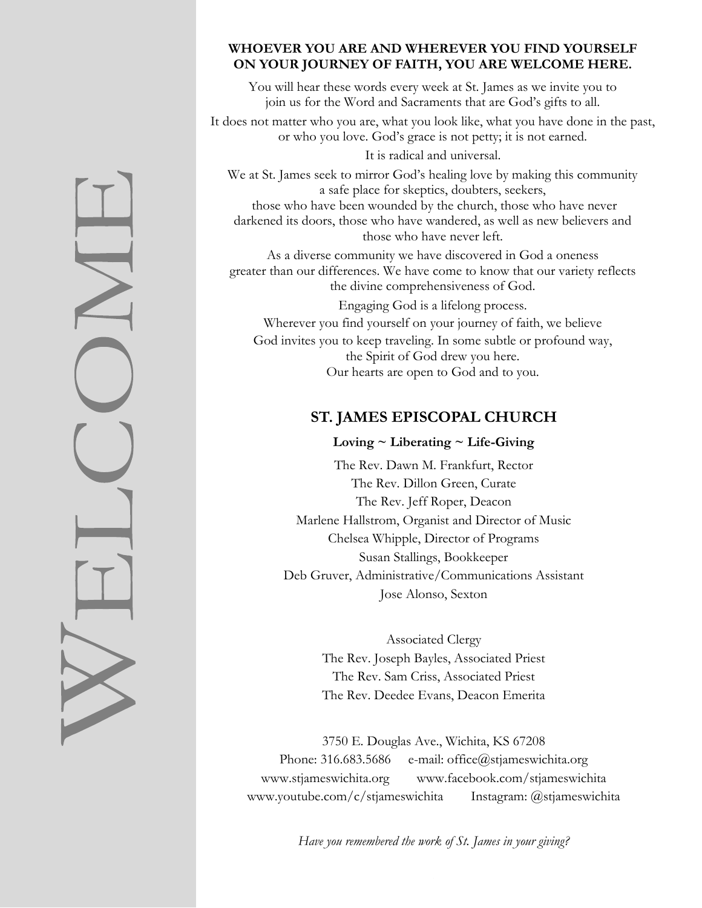WELCOME

**WHOEVER YOU ARE AND WHEREVER YOU FIND YOURSELF ON YOUR JOURNEY OF FAITH, YOU ARE WELCOME HERE.**

You will hear these words every week at St. James as we invite you to join us for the Word and Sacraments that are God's gifts to all.

It does not matter who you are, what you look like, what you have done in the past, or who you love. God's grace is not petty; it is not earned.

It is radical and universal.

We at St. James seek to mirror God's healing love by making this community a safe place for skeptics, doubters, seekers, those who have been wounded by the church, those who have never darkened its doors, those who have wandered, as well as new believers and those who have never left.

As a diverse community we have discovered in God a oneness greater than our differences. We have come to know that our variety reflects the divine comprehensiveness of God.

Engaging God is a lifelong process.

Wherever you find yourself on your journey of faith, we believe God invites you to keep traveling. In some subtle or profound way, the Spirit of God drew you here.

Our hearts are open to God and to you.

## ST. JAMES EPISCOPAL CHURCH

**Loving ~ Liberating ~ Life-Giving**

The Rev. Dawn M. Frankfurt, Rector
The Rev. Dillon Green, Curate
The Rev. Jeff Roper, Deacon
Marlene Hallstrom, Organist and Director of Music
Chelsea Whipple, Director of Programs
Susan Stallings, Bookkeeper
Deb Gruver, Administrative/Communications Assistant
Jose Alonso, Sexton

Associated Clergy
The Rev. Joseph Bayles, Associated Priest
The Rev. Sam Criss, Associated Priest
The Rev. Deedee Evans, Deacon Emerita

3750 E. Douglas Ave., Wichita, KS 67208
Phone: 316.683.5686 e-mail: office@stjameswichita.org
www.stjameswichita.org www.facebook.com/stjameswichita
www.youtube.com/c/stjameswichita Instagram: @stjameswichita

*Have you remembered the work of St. James in your giving?*